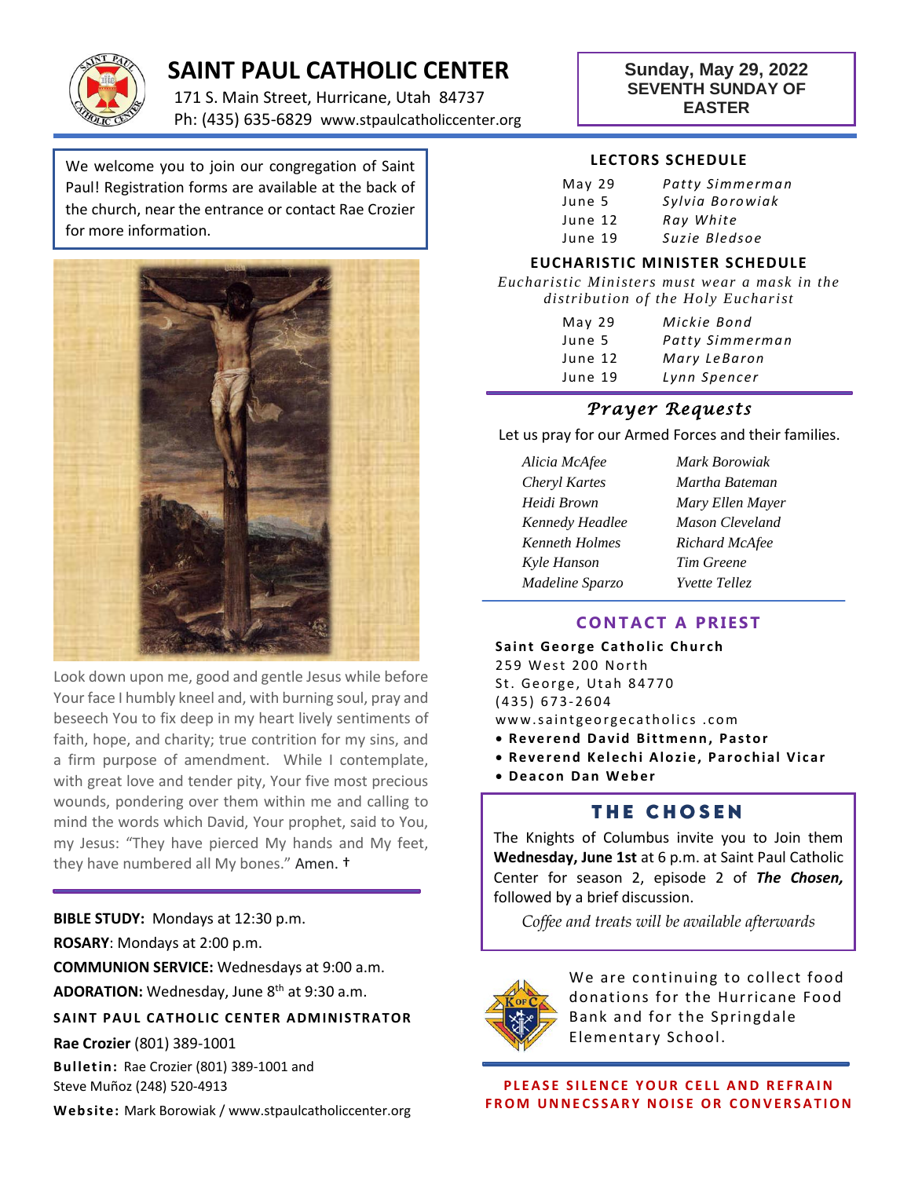# SAINT PAUL CATHOLIC CENTER

171 S. Main Street, Hurricane, Utah 84737
Ph: (435) 635-6829 www.stpaulcatholiccenter.org

**Sunday, May 29, 2022**
**SEVENTH SUNDAY OF EASTER**

We welcome you to join our congregation of Saint Paul! Registration forms are available at the back of the church, near the entrance or contact Rae Crozier for more information.

Look down upon me, good and gentle Jesus while before Your face I humbly kneel and, with burning soul, pray and beseech You to fix deep in my heart lively sentiments of faith, hope, and charity; true contrition for my sins, and a firm purpose of amendment. While I contemplate, with great love and tender pity, Your five most precious wounds, pondering over them within me and calling to mind the words which David, Your prophet, said to You, my Jesus: "They have pierced My hands and My feet, they have numbered all My bones." Amen. †

**BIBLE STUDY:** Mondays at 12:30 p.m.

**ROSARY**: Mondays at 2:00 p.m.

**COMMUNION SERVICE:** Wednesdays at 9:00 a.m.

**ADORATION:** Wednesday, June 8th at 9:30 a.m.

### SAINT PAUL CATHOLIC CENTER ADMINISTRATOR

**Rae Crozier** (801) 389-1001

**Bulletin:** Rae Crozier (801) 389-1001 and Steve Muñoz (248) 520-4913

**Website:** Mark Borowiak / www.stpaulcatholiccenter.org

## LECTORS SCHEDULE

| | |
|---|---|
| May 29 | *Patty Simmerman* |
| June 5 | *Sylvia Borowiak* |
| June 12 | *Ray White* |
| June 19 | *Suzie Bledsoe* |

## EUCHARISTIC MINISTER SCHEDULE

*Eucharistic Ministers must wear a mask in the distribution of the Holy Eucharist*

| | |
|---|---|
| May 29 | *Mickie Bond* |
| June 5 | *Patty Simmerman* |
| June 12 | *Mary LeBaron* |
| June 19 | *Lynn Spencer* |

## *Prayer Requests*

Let us pray for our Armed Forces and their families.

| | |
|---|---|
| *Alicia McAfee* | *Mark Borowiak* |
| *Cheryl Kartes* | *Martha Bateman* |
| *Heidi Brown* | *Mary Ellen Mayer* |
| *Kennedy Headlee* | *Mason Cleveland* |
| *Kenneth Holmes* | *Richard McAfee* |
| *Kyle Hanson* | *Tim Greene* |
| *Madeline Sparzo* | *Yvette Tellez* |

## CONTACT A PRIEST

**Saint George Catholic Church**
259 West 200 North
St. George, Utah 84770
(435) 673-2604
www.saintgeorgecatholics .com

- **Reverend David Bittmenn, Pastor**
- **Reverend Kelechi Alozie, Parochial Vicar**
- **Deacon Dan Weber**

## THE CHOSEN

The Knights of Columbus invite you to Join them **Wednesday, June 1st** at 6 p.m. at Saint Paul Catholic Center for season 2, episode 2 of ***The Chosen,*** followed by a brief discussion.

*Coffee and treats will be available afterwards*

We are continuing to collect food donations for the Hurricane Food Bank and for the Springdale Elementary School.

**PLEASE SILENCE YOUR CELL AND REFRAIN FROM UNNECSSARY NOISE OR CONVERSATION**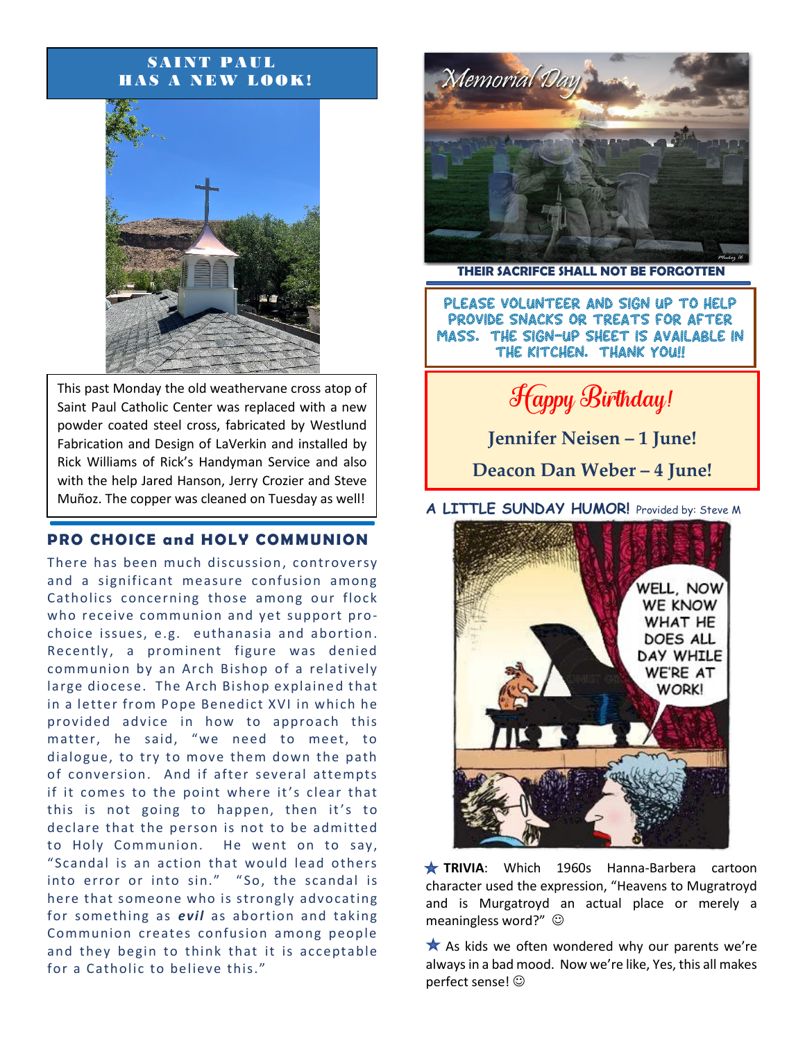## SAINT PAUL HAS A NEW LOOK!

This past Monday the old weathervane cross atop of Saint Paul Catholic Center was replaced with a new powder coated steel cross, fabricated by Westlund Fabrication and Design of LaVerkin and installed by Rick Williams of Rick's Handyman Service and also with the help Jared Hanson, Jerry Crozier and Steve Muñoz. The copper was cleaned on Tuesday as well!

## PRO CHOICE and HOLY COMMUNION

There has been much discussion, controversy and a significant measure confusion among Catholics concerning those among our flock who receive communion and yet support pro-choice issues, e.g. euthanasia and abortion. Recently, a prominent figure was denied communion by an Arch Bishop of a relatively large diocese. The Arch Bishop explained that in a letter from Pope Benedict XVI in which he provided advice in how to approach this matter, he said, "we need to meet, to dialogue, to try to move them down the path of conversion. And if after several attempts if it comes to the point where it's clear that this is not going to happen, then it's to declare that the person is not to be admitted to Holy Communion. He went on to say, "Scandal is an action that would lead others into error or into sin." "So, the scandal is here that someone who is strongly advocating for something as ***evil*** as abortion and taking Communion creates confusion among people and they begin to think that it is acceptable for a Catholic to believe this."

Memorial Day

**THEIR SACRIFCE SHALL NOT BE FORGOTTEN**

PLEASE VOLUNTEER AND SIGN UP TO HELP PROVIDE SNACKS OR TREATS FOR AFTER MASS. THE SIGN-UP SHEET IS AVAILABLE IN THE KITCHEN. THANK YOU!!

## Happy Birthday!

**Jennifer Neisen – 1 June!**

**Deacon Dan Weber – 4 June!**

**A LITTLE SUNDAY HUMOR!** Provided by: Steve M

★ **TRIVIA**: Which 1960s Hanna-Barbera cartoon character used the expression, "Heavens to Mugratroyd and is Murgatroyd an actual place or merely a meaningless word?" ☺

★ As kids we often wondered why our parents we're always in a bad mood. Now we're like, Yes, this all makes perfect sense! ☺